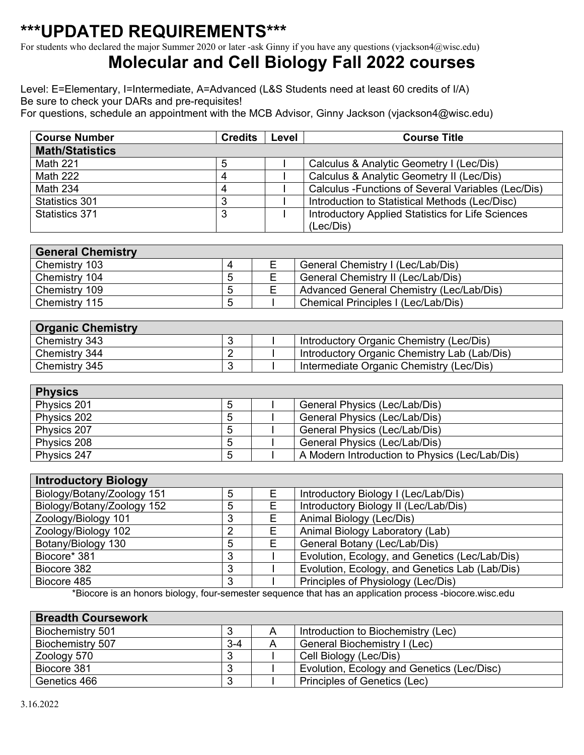# ***UPDATED REQUIREMENTS***

For students who declared the major Summer 2020 or later -ask Ginny if you have any questions (vjackson4@wisc.edu)

## Molecular and Cell Biology Fall 2022 courses

Level: E=Elementary, I=Intermediate, A=Advanced (L&S Students need at least 60 credits of I/A)
Be sure to check your DARs and pre-requisites!
For questions, schedule an appointment with the MCB Advisor, Ginny Jackson (vjackson4@wisc.edu)

| Course Number | Credits | Level | Course Title |
|---|---|---|---|
| **Math/Statistics** | | | |
| Math 221 | 5 | I | Calculus & Analytic Geometry I (Lec/Dis) |
| Math 222 | 4 | I | Calculus & Analytic Geometry II (Lec/Dis) |
| Math 234 | 4 | I | Calculus -Functions of Several Variables (Lec/Dis) |
| Statistics 301 | 3 | I | Introduction to Statistical Methods (Lec/Disc) |
| Statistics 371 | 3 | I | Introductory Applied Statistics for Life Sciences (Lec/Dis) |

| General Chemistry | | | |
|---|---|---|---|
| Chemistry 103 | 4 | E | General Chemistry I (Lec/Lab/Dis) |
| Chemistry 104 | 5 | E | General Chemistry II (Lec/Lab/Dis) |
| Chemistry 109 | 5 | E | Advanced General Chemistry (Lec/Lab/Dis) |
| Chemistry 115 | 5 | I | Chemical Principles I (Lec/Lab/Dis) |

| Organic Chemistry | | | |
|---|---|---|---|
| Chemistry 343 | 3 | I | Introductory Organic Chemistry (Lec/Dis) |
| Chemistry 344 | 2 | I | Introductory Organic Chemistry Lab (Lab/Dis) |
| Chemistry 345 | 3 | I | Intermediate Organic Chemistry (Lec/Dis) |

| Physics | | | |
|---|---|---|---|
| Physics 201 | 5 | I | General Physics (Lec/Lab/Dis) |
| Physics 202 | 5 | I | General Physics (Lec/Lab/Dis) |
| Physics 207 | 5 | I | General Physics (Lec/Lab/Dis) |
| Physics 208 | 5 | I | General Physics (Lec/Lab/Dis) |
| Physics 247 | 5 | I | A Modern Introduction to Physics (Lec/Lab/Dis) |

| Introductory Biology | | | |
|---|---|---|---|
| Biology/Botany/Zoology 151 | 5 | E | Introductory Biology I (Lec/Lab/Dis) |
| Biology/Botany/Zoology 152 | 5 | E | Introductory Biology II (Lec/Lab/Dis) |
| Zoology/Biology 101 | 3 | E | Animal Biology (Lec/Dis) |
| Zoology/Biology 102 | 2 | E | Animal Biology Laboratory (Lab) |
| Botany/Biology 130 | 5 | E | General Botany (Lec/Lab/Dis) |
| Biocore* 381 | 3 | I | Evolution, Ecology, and Genetics (Lec/Lab/Dis) |
| Biocore 382 | 3 | I | Evolution, Ecology, and Genetics Lab (Lab/Dis) |
| Biocore 485 | 3 | I | Principles of Physiology (Lec/Dis) |

*Biocore is an honors biology, four-semester sequence that has an application process -biocore.wisc.edu

| Breadth Coursework | | | |
|---|---|---|---|
| Biochemistry 501 | 3 | A | Introduction to Biochemistry (Lec) |
| Biochemistry 507 | 3-4 | A | General Biochemistry I (Lec) |
| Zoology 570 | 3 | I | Cell Biology (Lec/Dis) |
| Biocore 381 | 3 | I | Evolution, Ecology and Genetics (Lec/Disc) |
| Genetics 466 | 3 | I | Principles of Genetics (Lec) |

3.16.2022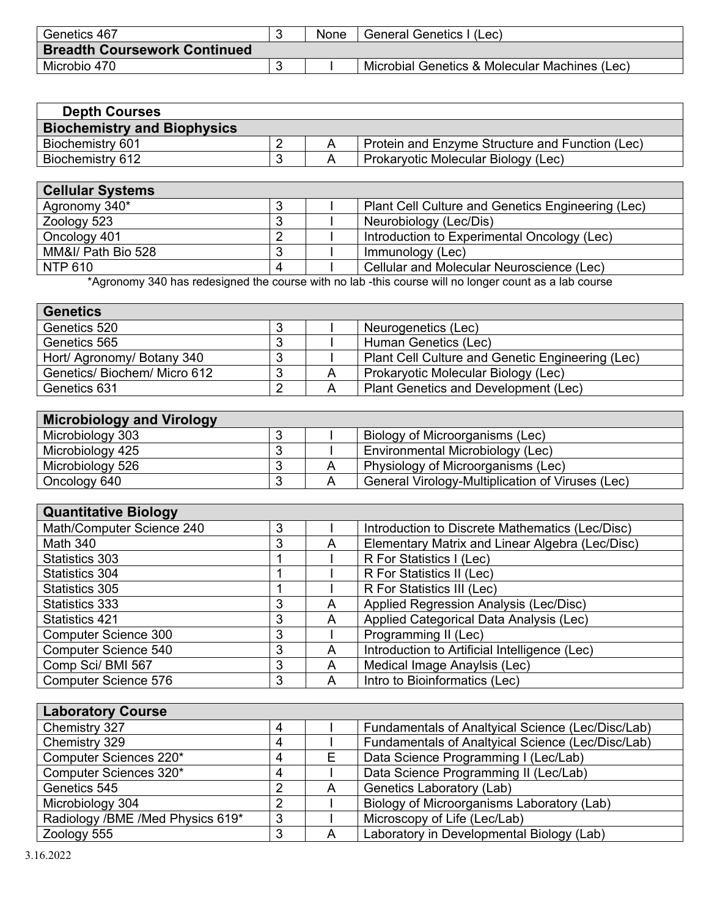| | | | |
|---|---|---|---|
| Genetics 467 | 3 | None | General Genetics I (Lec) |
| **Breadth Coursework Continued** | | | |
| Microbio 470 | 3 | I | Microbial Genetics & Molecular Machines (Lec) |

| **Depth Courses** | | | |
|---|---|---|---|
| **Biochemistry and Biophysics** | | | |
| Biochemistry 601 | 2 | A | Protein and Enzyme Structure and Function (Lec) |
| Biochemistry 612 | 3 | A | Prokaryotic Molecular Biology (Lec) |

| **Cellular Systems** | | | |
|---|---|---|---|
| Agronomy 340* | 3 | I | Plant Cell Culture and Genetics Engineering (Lec) |
| Zoology 523 | 3 | I | Neurobiology (Lec/Dis) |
| Oncology 401 | 2 | I | Introduction to Experimental Oncology (Lec) |
| MM&I/ Path Bio 528 | 3 | I | Immunology (Lec) |
| NTP 610 | 4 | I | Cellular and Molecular Neuroscience (Lec) |

*Agronomy 340 has redesigned the course with no lab -this course will no longer count as a lab course

| **Genetics** | | | |
|---|---|---|---|
| Genetics 520 | 3 | I | Neurogenetics (Lec) |
| Genetics 565 | 3 | I | Human Genetics (Lec) |
| Hort/ Agronomy/ Botany 340 | 3 | I | Plant Cell Culture and Genetic Engineering (Lec) |
| Genetics/ Biochem/ Micro 612 | 3 | A | Prokaryotic Molecular Biology (Lec) |
| Genetics 631 | 2 | A | Plant Genetics and Development (Lec) |

| **Microbiology and Virology** | | | |
|---|---|---|---|
| Microbiology 303 | 3 | I | Biology of Microorganisms (Lec) |
| Microbiology 425 | 3 | I | Environmental Microbiology (Lec) |
| Microbiology 526 | 3 | A | Physiology of Microorganisms (Lec) |
| Oncology 640 | 3 | A | General Virology-Multiplication of Viruses (Lec) |

| **Quantitative Biology** | | | |
|---|---|---|---|
| Math/Computer Science 240 | 3 | I | Introduction to Discrete Mathematics (Lec/Disc) |
| Math 340 | 3 | A | Elementary Matrix and Linear Algebra (Lec/Disc) |
| Statistics 303 | 1 | I | R For Statistics I (Lec) |
| Statistics 304 | 1 | I | R For Statistics II (Lec) |
| Statistics 305 | 1 | I | R For Statistics III (Lec) |
| Statistics 333 | 3 | A | Applied Regression Analysis (Lec/Disc) |
| Statistics 421 | 3 | A | Applied Categorical Data Analysis (Lec) |
| Computer Science 300 | 3 | I | Programming II (Lec) |
| Computer Science 540 | 3 | A | Introduction to Artificial Intelligence (Lec) |
| Comp Sci/ BMI 567 | 3 | A | Medical Image Anaylsis (Lec) |
| Computer Science 576 | 3 | A | Intro to Bioinformatics (Lec) |

| **Laboratory Course** | | | |
|---|---|---|---|
| Chemistry 327 | 4 | I | Fundamentals of Analtyical Science (Lec/Disc/Lab) |
| Chemistry 329 | 4 | I | Fundamentals of Analtyical Science (Lec/Disc/Lab) |
| Computer Sciences 220* | 4 | E | Data Science Programming I (Lec/Lab) |
| Computer Sciences 320* | 4 | I | Data Science Programming II (Lec/Lab) |
| Genetics 545 | 2 | A | Genetics Laboratory (Lab) |
| Microbiology 304 | 2 | I | Biology of Microorganisms Laboratory (Lab) |
| Radiology /BME /Med Physics 619* | 3 | I | Microscopy of Life (Lec/Lab) |
| Zoology 555 | 3 | A | Laboratory in Developmental Biology (Lab) |

3.16.2022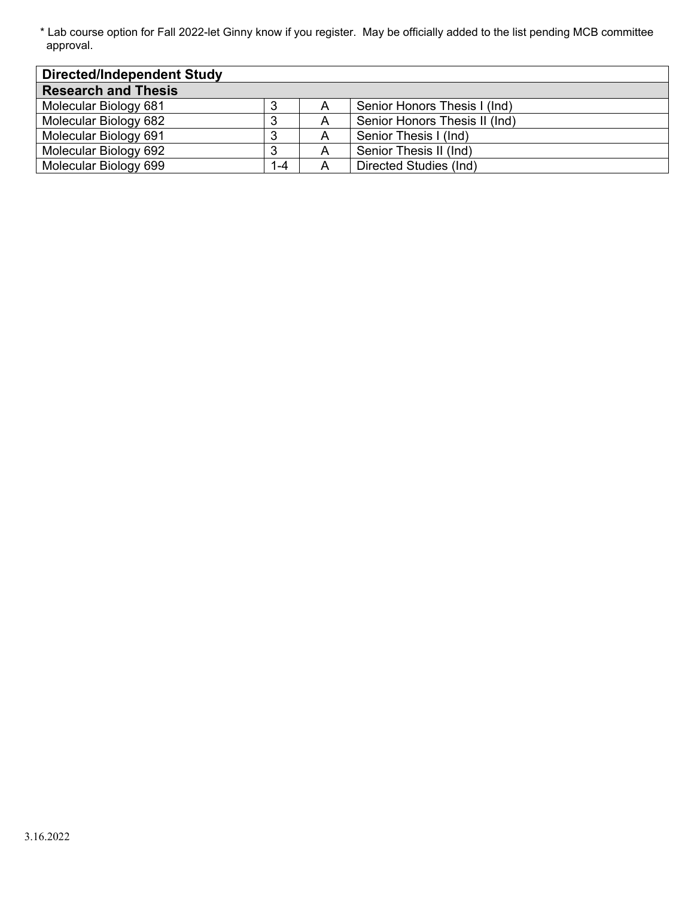\* Lab course option for Fall 2022-let Ginny know if you register. May be officially added to the list pending MCB committee approval.

| **Directed/Independent Study** | | | |
| --- | --- | --- | --- |
| **Research and Thesis** | | | |
| Molecular Biology 681 | 3 | A | Senior Honors Thesis I (Ind) |
| Molecular Biology 682 | 3 | A | Senior Honors Thesis II (Ind) |
| Molecular Biology 691 | 3 | A | Senior Thesis I (Ind) |
| Molecular Biology 692 | 3 | A | Senior Thesis II (Ind) |
| Molecular Biology 699 | 1-4 | A | Directed Studies (Ind) |

3.16.2022